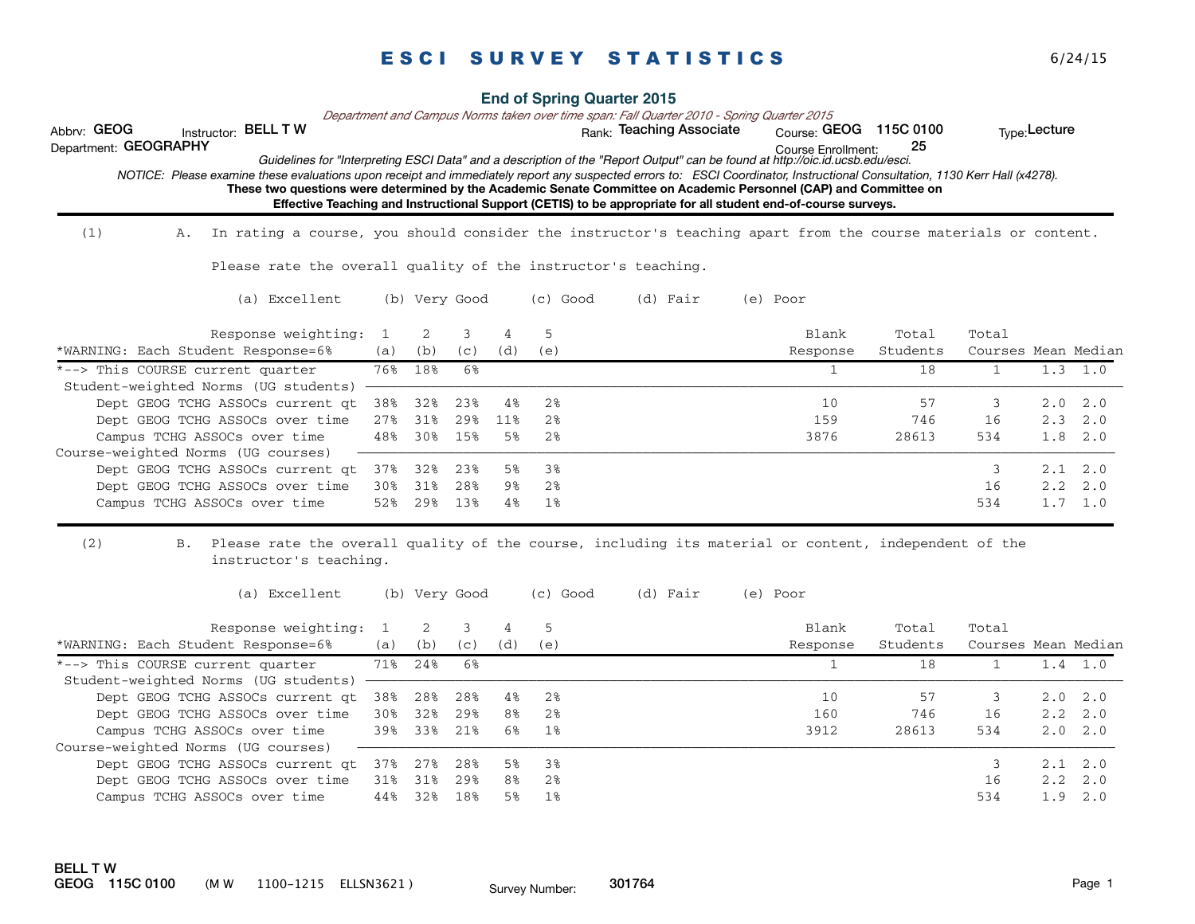# ESCI SURVEY STATISTICS

6/24/15

**End of Spring Quarter 2015**

*Department and Campus Norms taken over time span: Fall Quarter 2010 - Spring Quarter 2015*

Abbrv: **GEOG** Instructor: **BELL T W** Rank: **Teaching Associate** Course: **GEOG 115C 0100** Type: **Lecture**

Department: **GEOGRAPHY** Course Enrollment: **25**

*Guidelines for "Interpreting ESCI Data" and a description of the "Report Output" can be found at http://oic.id.ucsb.edu/esci.*

*NOTICE: Please examine these evaluations upon receipt and immediately report any suspected errors to: ESCI Coordinator, Instructional Consultation, 1130 Kerr Hall (x4278).*

**These two questions were determined by the Academic Senate Committee on Academic Personnel (CAP) and Committee on Effective Teaching and Instructional Support (CETIS) to be appropriate for all student end-of-course surveys.**

---

(1) A. In rating a course, you should consider the instructor's teaching apart from the course materials or content.

Please rate the overall quality of the instructor's teaching.

(a) Excellent (b) Very Good (c) Good (d) Fair (e) Poor

| Response weighting: | 1 | 2 | 3 | 4 | 5 | Blank | Total | Total | | |
|---|---|---|---|---|---|---|---|---|---|---|
| *WARNING: Each Student Response=6% | (a) | (b) | (c) | (d) | (e) | Response | Students | Courses | Mean | Median |
| *--> This COURSE current quarter | 76% | 18% | 6% | | | 1 | 18 | 1 | 1.3 | 1.0 |
| Student-weighted Norms (UG students) | | | | | | | | | | |
| Dept GEOG TCHG ASSOCs current qt | 38% | 32% | 23% | 4% | 2% | 10 | 57 | 3 | 2.0 | 2.0 |
| Dept GEOG TCHG ASSOCs over time | 27% | 31% | 29% | 11% | 2% | 159 | 746 | 16 | 2.3 | 2.0 |
| Campus TCHG ASSOCs over time | 48% | 30% | 15% | 5% | 2% | 3876 | 28613 | 534 | 1.8 | 2.0 |
| Course-weighted Norms (UG courses) | | | | | | | | | | |
| Dept GEOG TCHG ASSOCs current qt | 37% | 32% | 23% | 5% | 3% | | | 3 | 2.1 | 2.0 |
| Dept GEOG TCHG ASSOCs over time | 30% | 31% | 28% | 9% | 2% | | | 16 | 2.2 | 2.0 |
| Campus TCHG ASSOCs over time | 52% | 29% | 13% | 4% | 1% | | | 534 | 1.7 | 1.0 |

---

(2) B. Please rate the overall quality of the course, including its material or content, independent of the instructor's teaching.

(a) Excellent (b) Very Good (c) Good (d) Fair (e) Poor

| Response weighting: | 1 | 2 | 3 | 4 | 5 | Blank | Total | Total | | |
|---|---|---|---|---|---|---|---|---|---|---|
| *WARNING: Each Student Response=6% | (a) | (b) | (c) | (d) | (e) | Response | Students | Courses | Mean | Median |
| *--> This COURSE current quarter | 71% | 24% | 6% | | | 1 | 18 | 1 | 1.4 | 1.0 |
| Student-weighted Norms (UG students) | | | | | | | | | | |
| Dept GEOG TCHG ASSOCs current qt | 38% | 28% | 28% | 4% | 2% | 10 | 57 | 3 | 2.0 | 2.0 |
| Dept GEOG TCHG ASSOCs over time | 30% | 32% | 29% | 8% | 2% | 160 | 746 | 16 | 2.2 | 2.0 |
| Campus TCHG ASSOCs over time | 39% | 33% | 21% | 6% | 1% | 3912 | 28613 | 534 | 2.0 | 2.0 |
| Course-weighted Norms (UG courses) | | | | | | | | | | |
| Dept GEOG TCHG ASSOCs current qt | 37% | 27% | 28% | 5% | 3% | | | 3 | 2.1 | 2.0 |
| Dept GEOG TCHG ASSOCs over time | 31% | 31% | 29% | 8% | 2% | | | 16 | 2.2 | 2.0 |
| Campus TCHG ASSOCs over time | 44% | 32% | 18% | 5% | 1% | | | 534 | 1.9 | 2.0 |

**BELL T W**
**GEOG 115C 0100** (M W 1100-1215 ELLSN3621) Survey Number: **301764**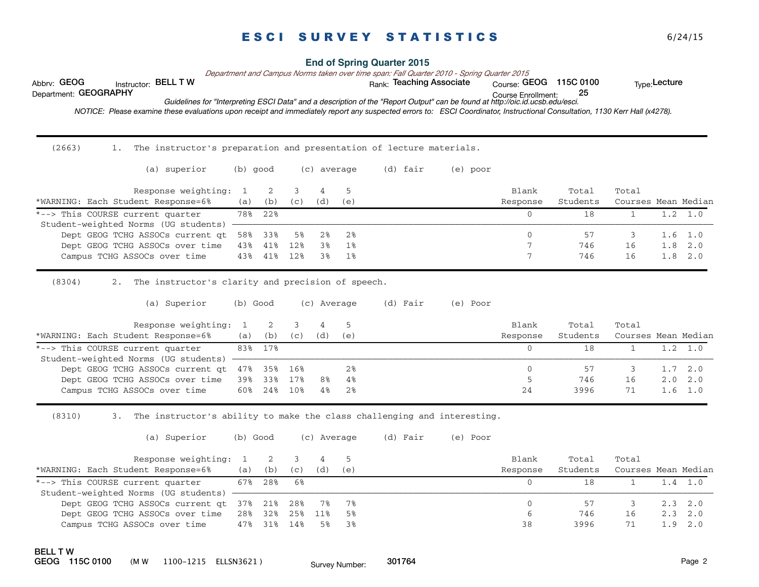# ESCI SURVEY STATISTICS

6/24/15

## End of Spring Quarter 2015

*Department and Campus Norms taken over time span: Fall Quarter 2010 - Spring Quarter 2015*

Abbrv: **GEOG** Instructor: **BELL T W** Rank: **Teaching Associate** Course: **GEOG 115C 0100** Type: **Lecture**

Department: **GEOGRAPHY** Course Enrollment: **25**

*Guidelines for "Interpreting ESCI Data" and a description of the "Report Output" can be found at http://oic.id.ucsb.edu/esci.*

*NOTICE: Please examine these evaluations upon receipt and immediately report any suspected errors to: ESCI Coordinator, Instructional Consultation, 1130 Kerr Hall (x4278).*

---

(2663) 1. The instructor's preparation and presentation of lecture materials.

(a) superior (b) good (c) average (d) fair (e) poor

| Response weighting: *WARNING: Each Student Response=6% | 1 (a) | 2 (b) | 3 (c) | 4 (d) | 5 (e) | Blank Response | Total Students | Total Courses | Mean | Median |
|---|---|---|---|---|---|---|---|---|---|---|
| *--> This COURSE current quarter | 78% | 22% | | | | 0 | 18 | 1 | 1.2 | 1.0 |
| Student-weighted Norms (UG students) | | | | | | | | | | |
| Dept GEOG TCHG ASSOCs current qt | 58% | 33% | 5% | 2% | 2% | 0 | 57 | 3 | 1.6 | 1.0 |
| Dept GEOG TCHG ASSOCs over time | 43% | 41% | 12% | 3% | 1% | 7 | 746 | 16 | 1.8 | 2.0 |
| Campus TCHG ASSOCs over time | 43% | 41% | 12% | 3% | 1% | 7 | 746 | 16 | 1.8 | 2.0 |

---

(8304) 2. The instructor's clarity and precision of speech.

(a) Superior (b) Good (c) Average (d) Fair (e) Poor

| Response weighting: *WARNING: Each Student Response=6% | 1 (a) | 2 (b) | 3 (c) | 4 (d) | 5 (e) | Blank Response | Total Students | Total Courses | Mean | Median |
|---|---|---|---|---|---|---|---|---|---|---|
| *--> This COURSE current quarter | 83% | 17% | | | | 0 | 18 | 1 | 1.2 | 1.0 |
| Student-weighted Norms (UG students) | | | | | | | | | | |
| Dept GEOG TCHG ASSOCs current qt | 47% | 35% | 16% | | 2% | 0 | 57 | 3 | 1.7 | 2.0 |
| Dept GEOG TCHG ASSOCs over time | 39% | 33% | 17% | 8% | 4% | 5 | 746 | 16 | 2.0 | 2.0 |
| Campus TCHG ASSOCs over time | 60% | 24% | 10% | 4% | 2% | 24 | 3996 | 71 | 1.6 | 1.0 |

---

(8310) 3. The instructor's ability to make the class challenging and interesting.

(a) Superior (b) Good (c) Average (d) Fair (e) Poor

| Response weighting: *WARNING: Each Student Response=6% | 1 (a) | 2 (b) | 3 (c) | 4 (d) | 5 (e) | Blank Response | Total Students | Total Courses | Mean | Median |
|---|---|---|---|---|---|---|---|---|---|---|
| *--> This COURSE current quarter | 67% | 28% | 6% | | | 0 | 18 | 1 | 1.4 | 1.0 |
| Student-weighted Norms (UG students) | | | | | | | | | | |
| Dept GEOG TCHG ASSOCs current qt | 37% | 21% | 28% | 7% | 7% | 0 | 57 | 3 | 2.3 | 2.0 |
| Dept GEOG TCHG ASSOCs over time | 28% | 32% | 25% | 11% | 5% | 6 | 746 | 16 | 2.3 | 2.0 |
| Campus TCHG ASSOCs over time | 47% | 31% | 14% | 5% | 3% | 38 | 3996 | 71 | 1.9 | 2.0 |

**BELL T W**
**GEOG 115C 0100** (M W 1100-1215 ELLSN3621) Survey Number: **301764**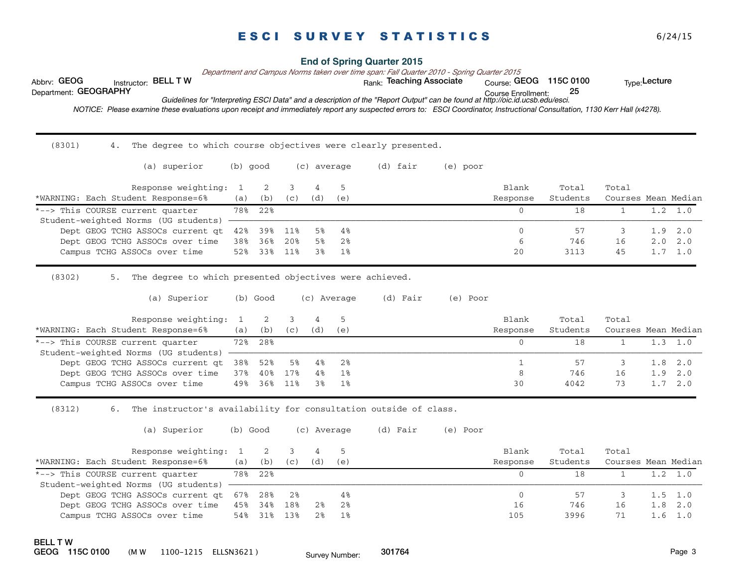# ESCI SURVEY STATISTICS

6/24/15

**End of Spring Quarter 2015**

*Department and Campus Norms taken over time span: Fall Quarter 2010 - Spring Quarter 2015*

Abbrv: **GEOG** Instructor: **BELL T W** Rank: **Teaching Associate** Course: **GEOG 115C 0100** Type: **Lecture**

Department: **GEOGRAPHY** Course Enrollment: **25**

*Guidelines for "Interpreting ESCI Data" and a description of the "Report Output" can be found at http://oic.id.ucsb.edu/esci.*

*NOTICE: Please examine these evaluations upon receipt and immediately report any suspected errors to: ESCI Coordinator, Instructional Consultation, 1130 Kerr Hall (x4278).*

---

(8301) 4. The degree to which course objectives were clearly presented.

(a) superior (b) good (c) average (d) fair (e) poor

| Response weighting: *WARNING: Each Student Response=6% | 1 (a) | 2 (b) | 3 (c) | 4 (d) | 5 (e) | Blank Response | Total Students | Total Courses | Mean | Median |
|---|---|---|---|---|---|---|---|---|---|---|
| *--> This COURSE current quarter | 78% | 22% | | | | 0 | 18 | 1 | 1.2 | 1.0 |
| Student-weighted Norms (UG students) | | | | | | | | | | |
| Dept GEOG TCHG ASSOCs current qt | 42% | 39% | 11% | 5% | 4% | 0 | 57 | 3 | 1.9 | 2.0 |
| Dept GEOG TCHG ASSOCs over time | 38% | 36% | 20% | 5% | 2% | 6 | 746 | 16 | 2.0 | 2.0 |
| Campus TCHG ASSOCs over time | 52% | 33% | 11% | 3% | 1% | 20 | 3113 | 45 | 1.7 | 1.0 |

---

(8302) 5. The degree to which presented objectives were achieved.

(a) Superior (b) Good (c) Average (d) Fair (e) Poor

| Response weighting: *WARNING: Each Student Response=6% | 1 (a) | 2 (b) | 3 (c) | 4 (d) | 5 (e) | Blank Response | Total Students | Total Courses | Mean | Median |
|---|---|---|---|---|---|---|---|---|---|---|
| *--> This COURSE current quarter | 72% | 28% | | | | 0 | 18 | 1 | 1.3 | 1.0 |
| Student-weighted Norms (UG students) | | | | | | | | | | |
| Dept GEOG TCHG ASSOCs current qt | 38% | 52% | 5% | 4% | 2% | 1 | 57 | 3 | 1.8 | 2.0 |
| Dept GEOG TCHG ASSOCs over time | 37% | 40% | 17% | 4% | 1% | 8 | 746 | 16 | 1.9 | 2.0 |
| Campus TCHG ASSOCs over time | 49% | 36% | 11% | 3% | 1% | 30 | 4042 | 73 | 1.7 | 2.0 |

---

(8312) 6. The instructor's availability for consultation outside of class.

(a) Superior (b) Good (c) Average (d) Fair (e) Poor

| Response weighting: *WARNING: Each Student Response=6% | 1 (a) | 2 (b) | 3 (c) | 4 (d) | 5 (e) | Blank Response | Total Students | Total Courses | Mean | Median |
|---|---|---|---|---|---|---|---|---|---|---|
| *--> This COURSE current quarter | 78% | 22% | | | | 0 | 18 | 1 | 1.2 | 1.0 |
| Student-weighted Norms (UG students) | | | | | | | | | | |
| Dept GEOG TCHG ASSOCs current qt | 67% | 28% | 2% | | 4% | 0 | 57 | 3 | 1.5 | 1.0 |
| Dept GEOG TCHG ASSOCs over time | 45% | 34% | 18% | 2% | 2% | 16 | 746 | 16 | 1.8 | 2.0 |
| Campus TCHG ASSOCs over time | 54% | 31% | 13% | 2% | 1% | 105 | 3996 | 71 | 1.6 | 1.0 |

**BELL T W**
**GEOG 115C 0100** (M W 1100-1215 ELLSN3621) Survey Number: **301764**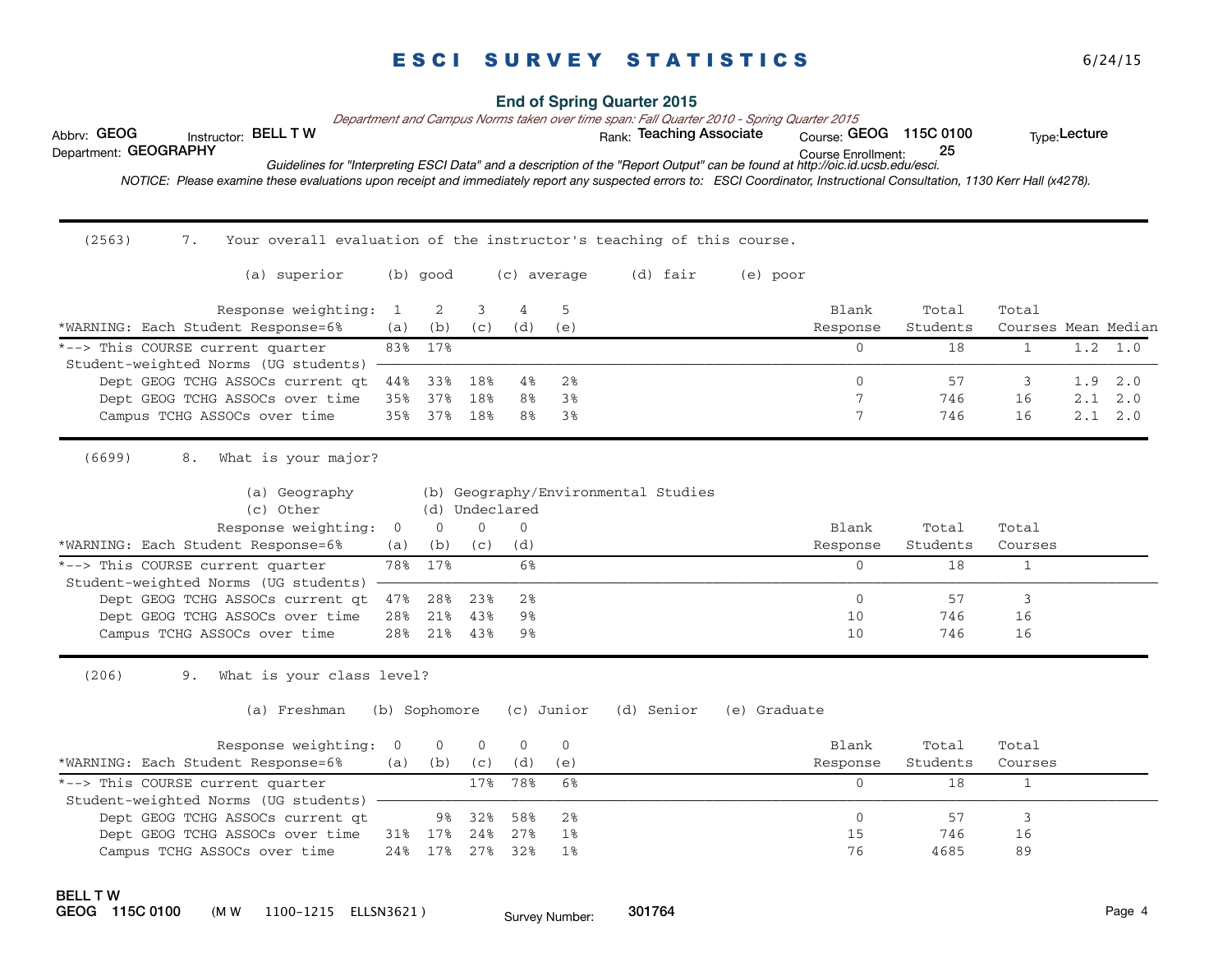# ESCI SURVEY STATISTICS

6/24/15

**End of Spring Quarter 2015**

*Department and Campus Norms taken over time span: Fall Quarter 2010 - Spring Quarter 2015*

Abbrv: **GEOG** Instructor: **BELL T W** Rank: **Teaching Associate** Course: **GEOG 115C 0100** Type: **Lecture**

Department: **GEOGRAPHY** Course Enrollment: **25**

*Guidelines for "Interpreting ESCI Data" and a description of the "Report Output" can be found at http://oic.id.ucsb.edu/esci.*

*NOTICE: Please examine these evaluations upon receipt and immediately report any suspected errors to: ESCI Coordinator, Instructional Consultation, 1130 Kerr Hall (x4278).*

---

(2563) 7. Your overall evaluation of the instructor's teaching of this course.

(a) superior (b) good (c) average (d) fair (e) poor

| Response weighting: | 1 | 2 | 3 | 4 | 5 | | | | | |
|---|---|---|---|---|---|---|---|---|---|---|
| *WARNING: Each Student Response=6% | (a) | (b) | (c) | (d) | (e) | Blank Response | Total Students | Total Courses | Mean | Median |
| *--> This COURSE current quarter | 83% | 17% | | | | 0 | 18 | 1 | 1.2 | 1.0 |
| Student-weighted Norms (UG students) | | | | | | | | | | |
| Dept GEOG TCHG ASSOCs current qt | 44% | 33% | 18% | 4% | 2% | 0 | 57 | 3 | 1.9 | 2.0 |
| Dept GEOG TCHG ASSOCs over time | 35% | 37% | 18% | 8% | 3% | 7 | 746 | 16 | 2.1 | 2.0 |
| Campus TCHG ASSOCs over time | 35% | 37% | 18% | 8% | 3% | 7 | 746 | 16 | 2.1 | 2.0 |

---

(6699) 8. What is your major?

(a) Geography (b) Geography/Environmental Studies
(c) Other (d) Undeclared

| Response weighting: | 0 | 0 | 0 | 0 | | | |
|---|---|---|---|---|---|---|---|
| *WARNING: Each Student Response=6% | (a) | (b) | (c) | (d) | Blank Response | Total Students | Total Courses |
| *--> This COURSE current quarter | 78% | 17% | | 6% | 0 | 18 | 1 |
| Student-weighted Norms (UG students) | | | | | | | |
| Dept GEOG TCHG ASSOCs current qt | 47% | 28% | 23% | 2% | 0 | 57 | 3 |
| Dept GEOG TCHG ASSOCs over time | 28% | 21% | 43% | 9% | 10 | 746 | 16 |
| Campus TCHG ASSOCs over time | 28% | 21% | 43% | 9% | 10 | 746 | 16 |

---

(206) 9. What is your class level?

(a) Freshman (b) Sophomore (c) Junior (d) Senior (e) Graduate

| Response weighting: | 0 | 0 | 0 | 0 | 0 | | | |
|---|---|---|---|---|---|---|---|---|
| *WARNING: Each Student Response=6% | (a) | (b) | (c) | (d) | (e) | Blank Response | Total Students | Total Courses |
| *--> This COURSE current quarter | | | 17% | 78% | 6% | 0 | 18 | 1 |
| Student-weighted Norms (UG students) | | | | | | | | |
| Dept GEOG TCHG ASSOCs current qt | | 9% | 32% | 58% | 2% | 0 | 57 | 3 |
| Dept GEOG TCHG ASSOCs over time | 31% | 17% | 24% | 27% | 1% | 15 | 746 | 16 |
| Campus TCHG ASSOCs over time | 24% | 17% | 27% | 32% | 1% | 76 | 4685 | 89 |

**BELL T W**
**GEOG 115C 0100** (M W 1100-1215 ELLSN3621) Survey Number: **301764**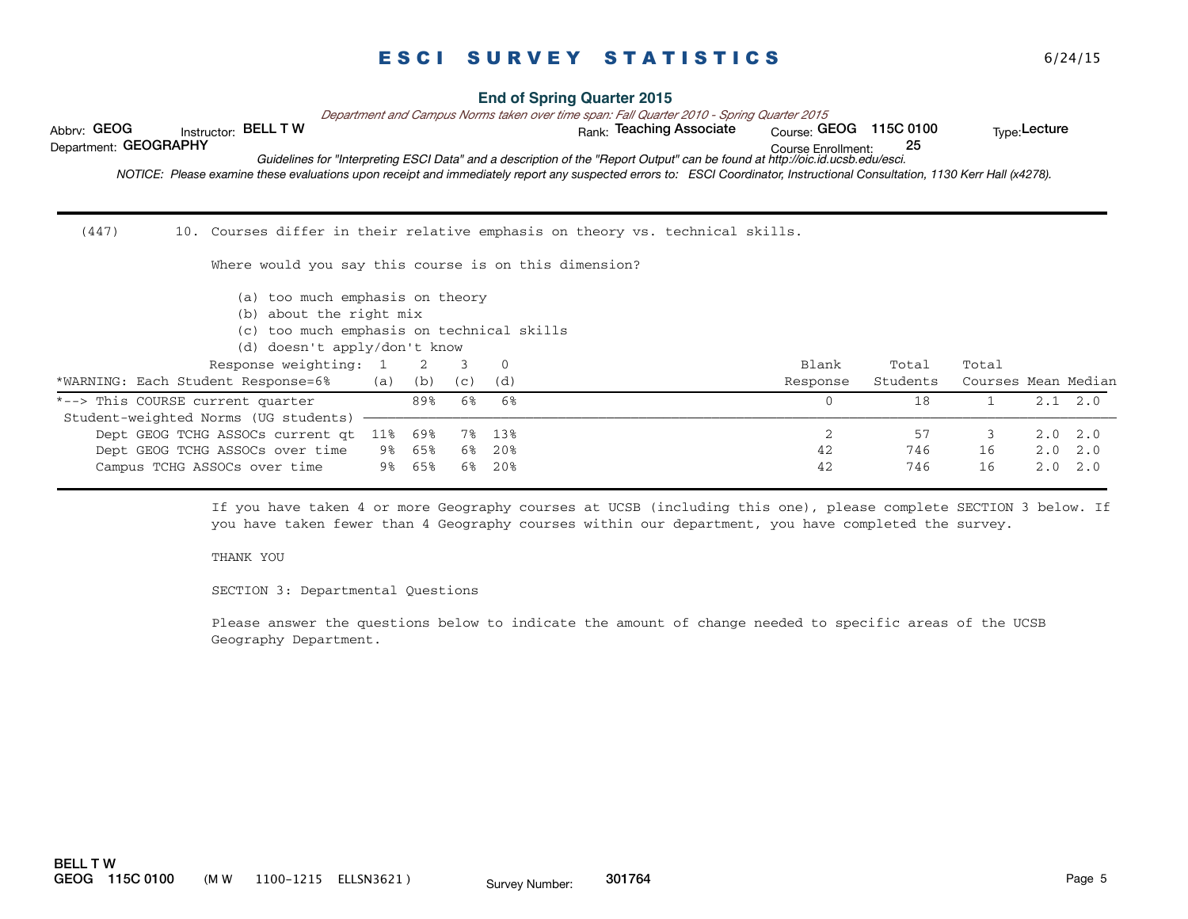# ESCI SURVEY STATISTICS

6/24/15

**End of Spring Quarter 2015**

*Department and Campus Norms taken over time span: Fall Quarter 2010 - Spring Quarter 2015*

Abbrv: **GEOG** Instructor: **BELL T W** Rank: **Teaching Associate** Course: **GEOG 115C 0100** Type: **Lecture**

Department: **GEOGRAPHY** Course Enrollment: **25**

*Guidelines for "Interpreting ESCI Data" and a description of the "Report Output" can be found at http://oic.id.ucsb.edu/esci.*

*NOTICE: Please examine these evaluations upon receipt and immediately report any suspected errors to: ESCI Coordinator, Instructional Consultation, 1130 Kerr Hall (x4278).*

---

(447) 10. Courses differ in their relative emphasis on theory vs. technical skills.

Where would you say this course is on this dimension?

(a) too much emphasis on theory
(b) about the right mix
(c) too much emphasis on technical skills
(d) doesn't apply/don't know

| Response weighting: | 1 | 2 | 3 | 0 | | | | | |
|---|---|---|---|---|---|---|---|---|---|
| *WARNING: Each Student Response=6% | (a) | (b) | (c) | (d) | Blank Response | Total Students | Total Courses | Mean | Median |
| *--> This COURSE current quarter | | 89% | 6% | 6% | 0 | 18 | 1 | 2.1 | 2.0 |
| Student-weighted Norms (UG students) | | | | | | | | | |
| Dept GEOG TCHG ASSOCs current qt | 11% | 69% | 7% | 13% | 2 | 57 | 3 | 2.0 | 2.0 |
| Dept GEOG TCHG ASSOCs over time | 9% | 65% | 6% | 20% | 42 | 746 | 16 | 2.0 | 2.0 |
| Campus TCHG ASSOCs over time | 9% | 65% | 6% | 20% | 42 | 746 | 16 | 2.0 | 2.0 |

---

If you have taken 4 or more Geography courses at UCSB (including this one), please complete SECTION 3 below. If you have taken fewer than 4 Geography courses within our department, you have completed the survey.

THANK YOU

SECTION 3: Departmental Questions

Please answer the questions below to indicate the amount of change needed to specific areas of the UCSB Geography Department.

**BELL T W**
**GEOG 115C 0100** (M W 1100-1215 ELLSN3621) Survey Number: **301764**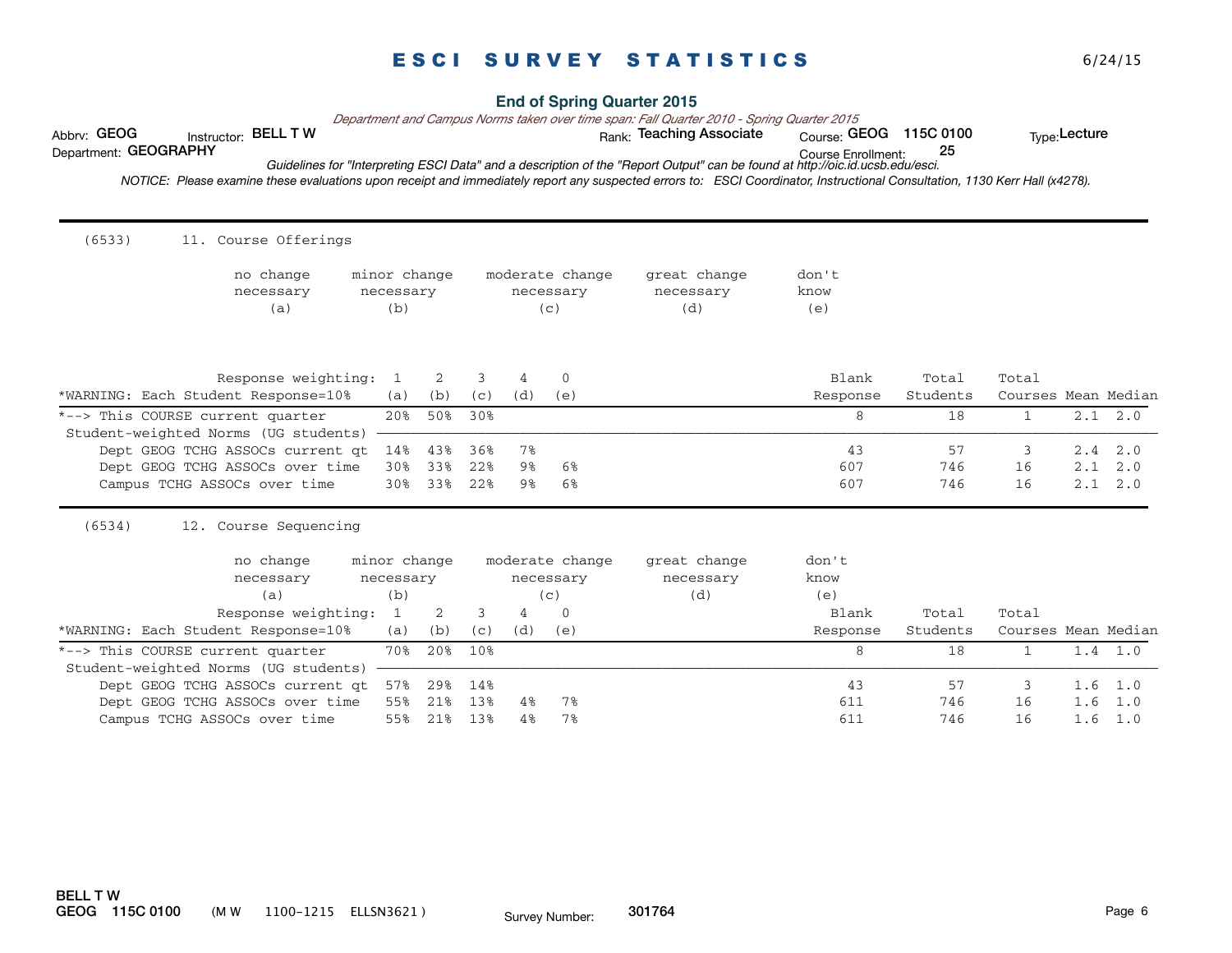# ESCI SURVEY STATISTICS

6/24/15

**End of Spring Quarter 2015**

*Department and Campus Norms taken over time span: Fall Quarter 2010 - Spring Quarter 2015*

Abbrv: **GEOG** Instructor: **BELL T W** Rank: **Teaching Associate** Course: **GEOG 115C 0100** Type: **Lecture**

Department: **GEOGRAPHY** Course Enrollment: **25**

*Guidelines for "Interpreting ESCI Data" and a description of the "Report Output" can be found at http://oic.id.ucsb.edu/esci.*

*NOTICE: Please examine these evaluations upon receipt and immediately report any suspected errors to: ESCI Coordinator, Instructional Consultation, 1130 Kerr Hall (x4278).*

---

(6533) 11. Course Offerings

no change necessary (a) | minor change necessary (b) | moderate change necessary (c) | great change necessary (d) | don't know (e)

| Response weighting: | 1 | 2 | 3 | 4 | 0 | Blank | Total | Total | | |
|---|---|---|---|---|---|---|---|---|---|---|
| *WARNING: Each Student Response=10% | (a) | (b) | (c) | (d) | (e) | Response | Students | Courses | Mean | Median |
| *--> This COURSE current quarter | 20% | 50% | 30% | | | 8 | 18 | 1 | 2.1 | 2.0 |
| Student-weighted Norms (UG students) | | | | | | | | | | |
| Dept GEOG TCHG ASSOCs current qt | 14% | 43% | 36% | 7% | | 43 | 57 | 3 | 2.4 | 2.0 |
| Dept GEOG TCHG ASSOCs over time | 30% | 33% | 22% | 9% | 6% | 607 | 746 | 16 | 2.1 | 2.0 |
| Campus TCHG ASSOCs over time | 30% | 33% | 22% | 9% | 6% | 607 | 746 | 16 | 2.1 | 2.0 |

---

(6534) 12. Course Sequencing

no change necessary (a) | minor change necessary (b) | moderate change necessary (c) | great change necessary (d) | don't know (e)

| Response weighting: | 1 | 2 | 3 | 4 | 0 | Blank | Total | Total | | |
|---|---|---|---|---|---|---|---|---|---|---|
| *WARNING: Each Student Response=10% | (a) | (b) | (c) | (d) | (e) | Response | Students | Courses | Mean | Median |
| *--> This COURSE current quarter | 70% | 20% | 10% | | | 8 | 18 | 1 | 1.4 | 1.0 |
| Student-weighted Norms (UG students) | | | | | | | | | | |
| Dept GEOG TCHG ASSOCs current qt | 57% | 29% | 14% | | | 43 | 57 | 3 | 1.6 | 1.0 |
| Dept GEOG TCHG ASSOCs over time | 55% | 21% | 13% | 4% | 7% | 611 | 746 | 16 | 1.6 | 1.0 |
| Campus TCHG ASSOCs over time | 55% | 21% | 13% | 4% | 7% | 611 | 746 | 16 | 1.6 | 1.0 |

BELL T W
GEOG 115C 0100 (M W 1100-1215 ELLSN3621) Survey Number: 301764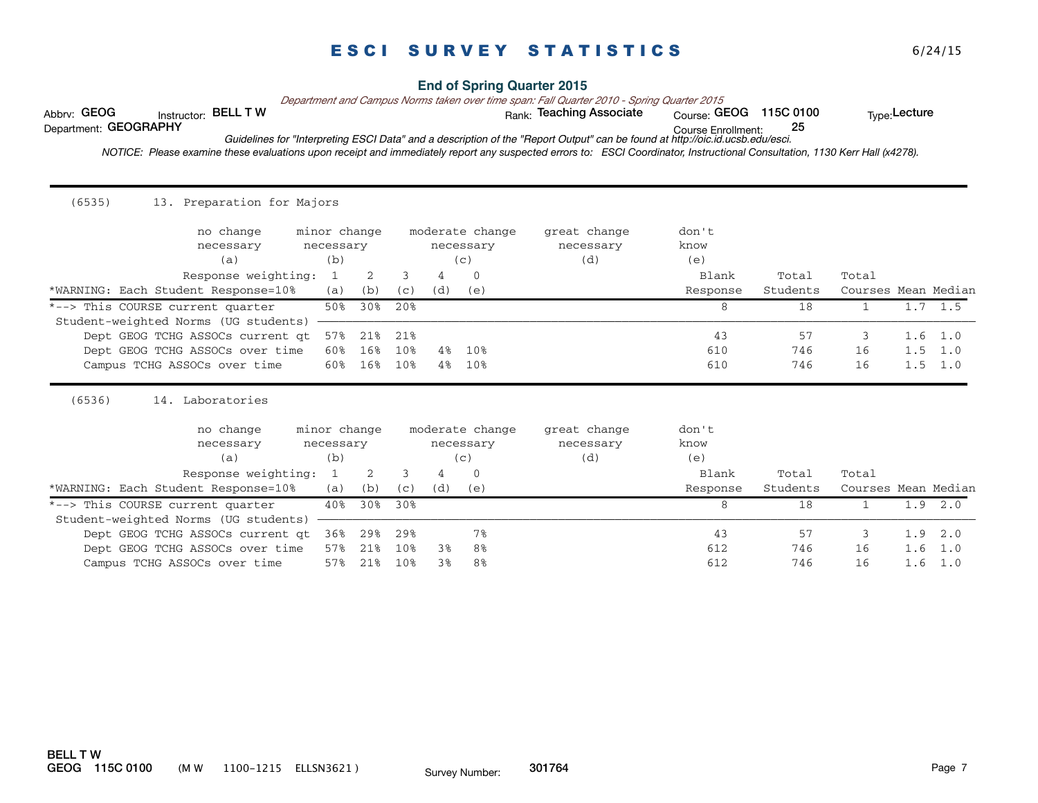# ESCI SURVEY STATISTICS

6/24/15

**End of Spring Quarter 2015**

*Department and Campus Norms taken over time span: Fall Quarter 2010 - Spring Quarter 2015*

Abbrv: **GEOG** Instructor: **BELL T W** Rank: **Teaching Associate** Course: **GEOG 115C 0100** Type: **Lecture**

Department: **GEOGRAPHY** Course Enrollment: **25**

*Guidelines for "Interpreting ESCI Data" and a description of the "Report Output" can be found at http://oic.id.ucsb.edu/esci.*

*NOTICE: Please examine these evaluations upon receipt and immediately report any suspected errors to: ESCI Coordinator, Instructional Consultation, 1130 Kerr Hall (x4278).*

---

(6535) 13. Preparation for Majors

no change necessary (a) | minor change necessary (b) | moderate change necessary (c) | great change necessary (d) | don't know (e)

| *WARNING: Each Student Response=10% | (a) 1 | (b) 2 | (c) 3 | (d) 4 | (e) 0 | Blank Response | Total Students | Total Courses | Mean | Median |
|---|---|---|---|---|---|---|---|---|---|---|
| *--> This COURSE current quarter | 50% | 30% | 20% | | | 8 | 18 | 1 | 1.7 | 1.5 |
| Student-weighted Norms (UG students) | | | | | | | | | | |
| Dept GEOG TCHG ASSOCs current qt | 57% | 21% | 21% | | | 43 | 57 | 3 | 1.6 | 1.0 |
| Dept GEOG TCHG ASSOCs over time | 60% | 16% | 10% | 4% | 10% | 610 | 746 | 16 | 1.5 | 1.0 |
| Campus TCHG ASSOCs over time | 60% | 16% | 10% | 4% | 10% | 610 | 746 | 16 | 1.5 | 1.0 |

---

(6536) 14. Laboratories

no change necessary (a) | minor change necessary (b) | moderate change necessary (c) | great change necessary (d) | don't know (e)

| *WARNING: Each Student Response=10% | (a) 1 | (b) 2 | (c) 3 | (d) 4 | (e) 0 | Blank Response | Total Students | Total Courses | Mean | Median |
|---|---|---|---|---|---|---|---|---|---|---|
| *--> This COURSE current quarter | 40% | 30% | 30% | | | 8 | 18 | 1 | 1.9 | 2.0 |
| Student-weighted Norms (UG students) | | | | | | | | | | |
| Dept GEOG TCHG ASSOCs current qt | 36% | 29% | 29% | | 7% | 43 | 57 | 3 | 1.9 | 2.0 |
| Dept GEOG TCHG ASSOCs over time | 57% | 21% | 10% | 3% | 8% | 612 | 746 | 16 | 1.6 | 1.0 |
| Campus TCHG ASSOCs over time | 57% | 21% | 10% | 3% | 8% | 612 | 746 | 16 | 1.6 | 1.0 |

**BELL T W**
**GEOG 115C 0100** (M W 1100-1215 ELLSN3621) Survey Number: **301764**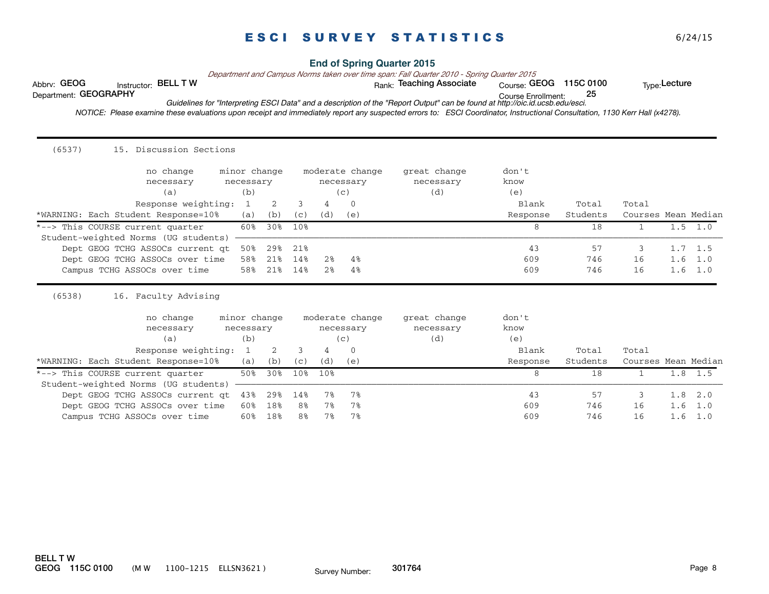# ESCI SURVEY STATISTICS

6/24/15

**End of Spring Quarter 2015**

*Department and Campus Norms taken over time span: Fall Quarter 2010 - Spring Quarter 2015*

Abbrv: **GEOG** Instructor: **BELL T W** Rank: **Teaching Associate** Course: **GEOG 115C 0100** Type: **Lecture**

Department: **GEOGRAPHY** Course Enrollment: **25**

*Guidelines for "Interpreting ESCI Data" and a description of the "Report Output" can be found at http://oic.id.ucsb.edu/esci.*

*NOTICE: Please examine these evaluations upon receipt and immediately report any suspected errors to: ESCI Coordinator, Instructional Consultation, 1130 Kerr Hall (x4278).*

---

(6537) 15. Discussion Sections

no change necessary (a) | minor change necessary (b) | moderate change necessary (c) | great change necessary (d) | don't know (e)

| Response weighting: | 1 | 2 | 3 | 4 | 0 | | | | | |
|---|---|---|---|---|---|---|---|---|---|---|
| *WARNING: Each Student Response=10% | (a) | (b) | (c) | (d) | (e) | Blank Response | Total Students | Total Courses | Mean | Median |
| *--> This COURSE current quarter | 60% | 30% | 10% | | | 8 | 18 | 1 | 1.5 | 1.0 |
| Student-weighted Norms (UG students) | | | | | | | | | | |
| Dept GEOG TCHG ASSOCs current qt | 50% | 29% | 21% | | | 43 | 57 | 3 | 1.7 | 1.5 |
| Dept GEOG TCHG ASSOCs over time | 58% | 21% | 14% | 2% | 4% | 609 | 746 | 16 | 1.6 | 1.0 |
| Campus TCHG ASSOCs over time | 58% | 21% | 14% | 2% | 4% | 609 | 746 | 16 | 1.6 | 1.0 |

(6538) 16. Faculty Advising

no change necessary (a) | minor change necessary (b) | moderate change necessary (c) | great change necessary (d) | don't know (e)

| Response weighting: | 1 | 2 | 3 | 4 | 0 | | | | | |
|---|---|---|---|---|---|---|---|---|---|---|
| *WARNING: Each Student Response=10% | (a) | (b) | (c) | (d) | (e) | Blank Response | Total Students | Total Courses | Mean | Median |
| *--> This COURSE current quarter | 50% | 30% | 10% | 10% | | 8 | 18 | 1 | 1.8 | 1.5 |
| Student-weighted Norms (UG students) | | | | | | | | | | |
| Dept GEOG TCHG ASSOCs current qt | 43% | 29% | 14% | 7% | 7% | 43 | 57 | 3 | 1.8 | 2.0 |
| Dept GEOG TCHG ASSOCs over time | 60% | 18% | 8% | 7% | 7% | 609 | 746 | 16 | 1.6 | 1.0 |
| Campus TCHG ASSOCs over time | 60% | 18% | 8% | 7% | 7% | 609 | 746 | 16 | 1.6 | 1.0 |

**BELL T W**
**GEOG 115C 0100** (M W 1100-1215 ELLSN3621 ) Survey Number: **301764**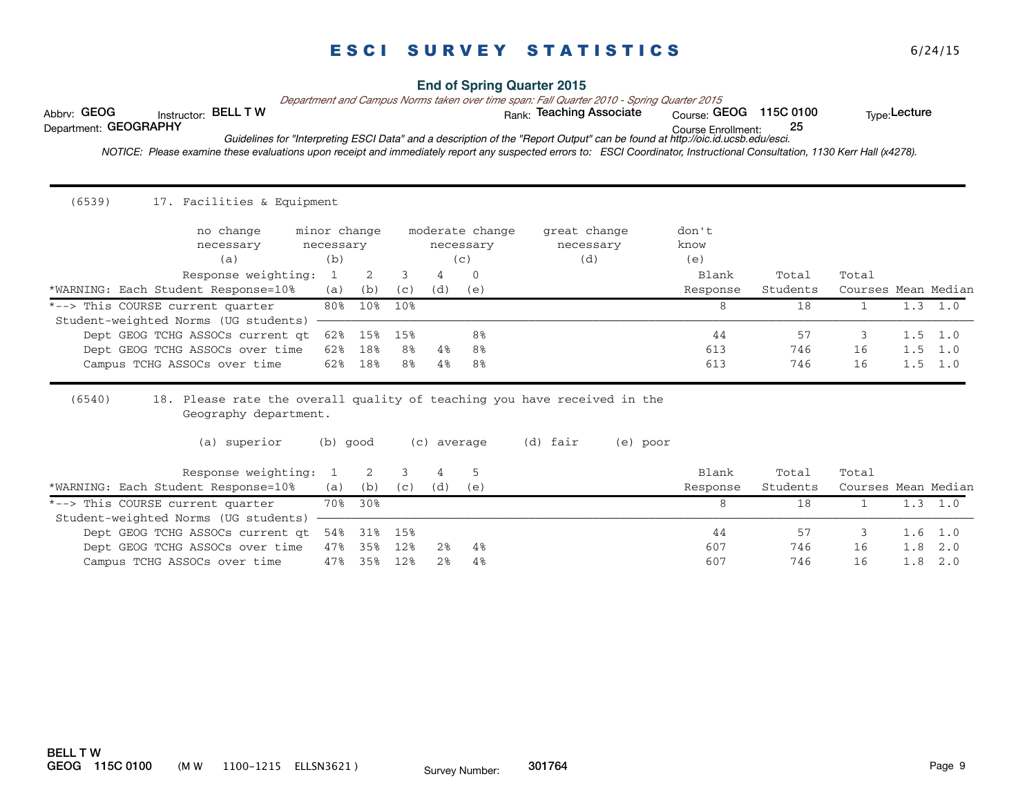# ESCI SURVEY STATISTICS

6/24/15

**End of Spring Quarter 2015**

*Department and Campus Norms taken over time span: Fall Quarter 2010 - Spring Quarter 2015*

Abbrv: **GEOG** Instructor: **BELL T W** Rank: **Teaching Associate** Course: **GEOG 115C 0100** Type: **Lecture**

Department: **GEOGRAPHY** Course Enrollment: **25**

*Guidelines for "Interpreting ESCI Data" and a description of the "Report Output" can be found at http://oic.id.ucsb.edu/esci.*

*NOTICE: Please examine these evaluations upon receipt and immediately report any suspected errors to: ESCI Coordinator, Instructional Consultation, 1130 Kerr Hall (x4278).*

---

(6539) 17. Facilities & Equipment

(a) no change necessary (b) minor change necessary (c) moderate change necessary (d) great change necessary (e) don't know

| Response weighting: | 1 | 2 | 3 | 4 | 0 | | | | | |
|---|---|---|---|---|---|---|---|---|---|---|
| *WARNING: Each Student Response=10% | (a) | (b) | (c) | (d) | (e) | Blank Response | Total Students | Total Courses | Mean | Median |
| *--> This COURSE current quarter | 80% | 10% | 10% | | | 8 | 18 | 1 | 1.3 | 1.0 |
| Student-weighted Norms (UG students) | | | | | | | | | | |
| Dept GEOG TCHG ASSOCs current qt | 62% | 15% | 15% | | 8% | 44 | 57 | 3 | 1.5 | 1.0 |
| Dept GEOG TCHG ASSOCs over time | 62% | 18% | 8% | 4% | 8% | 613 | 746 | 16 | 1.5 | 1.0 |
| Campus TCHG ASSOCs over time | 62% | 18% | 8% | 4% | 8% | 613 | 746 | 16 | 1.5 | 1.0 |

---

(6540) 18. Please rate the overall quality of teaching you have received in the Geography department.

(a) superior (b) good (c) average (d) fair (e) poor

| Response weighting: | 1 | 2 | 3 | 4 | 5 | | | | | |
|---|---|---|---|---|---|---|---|---|---|---|
| *WARNING: Each Student Response=10% | (a) | (b) | (c) | (d) | (e) | Blank Response | Total Students | Total Courses | Mean | Median |
| *--> This COURSE current quarter | 70% | 30% | | | | 8 | 18 | 1 | 1.3 | 1.0 |
| Student-weighted Norms (UG students) | | | | | | | | | | |
| Dept GEOG TCHG ASSOCs current qt | 54% | 31% | 15% | | | 44 | 57 | 3 | 1.6 | 1.0 |
| Dept GEOG TCHG ASSOCs over time | 47% | 35% | 12% | 2% | 4% | 607 | 746 | 16 | 1.8 | 2.0 |
| Campus TCHG ASSOCs over time | 47% | 35% | 12% | 2% | 4% | 607 | 746 | 16 | 1.8 | 2.0 |

**BELL T W**
**GEOG 115C 0100** (M W 1100-1215 ELLSN3621) Survey Number: **301764**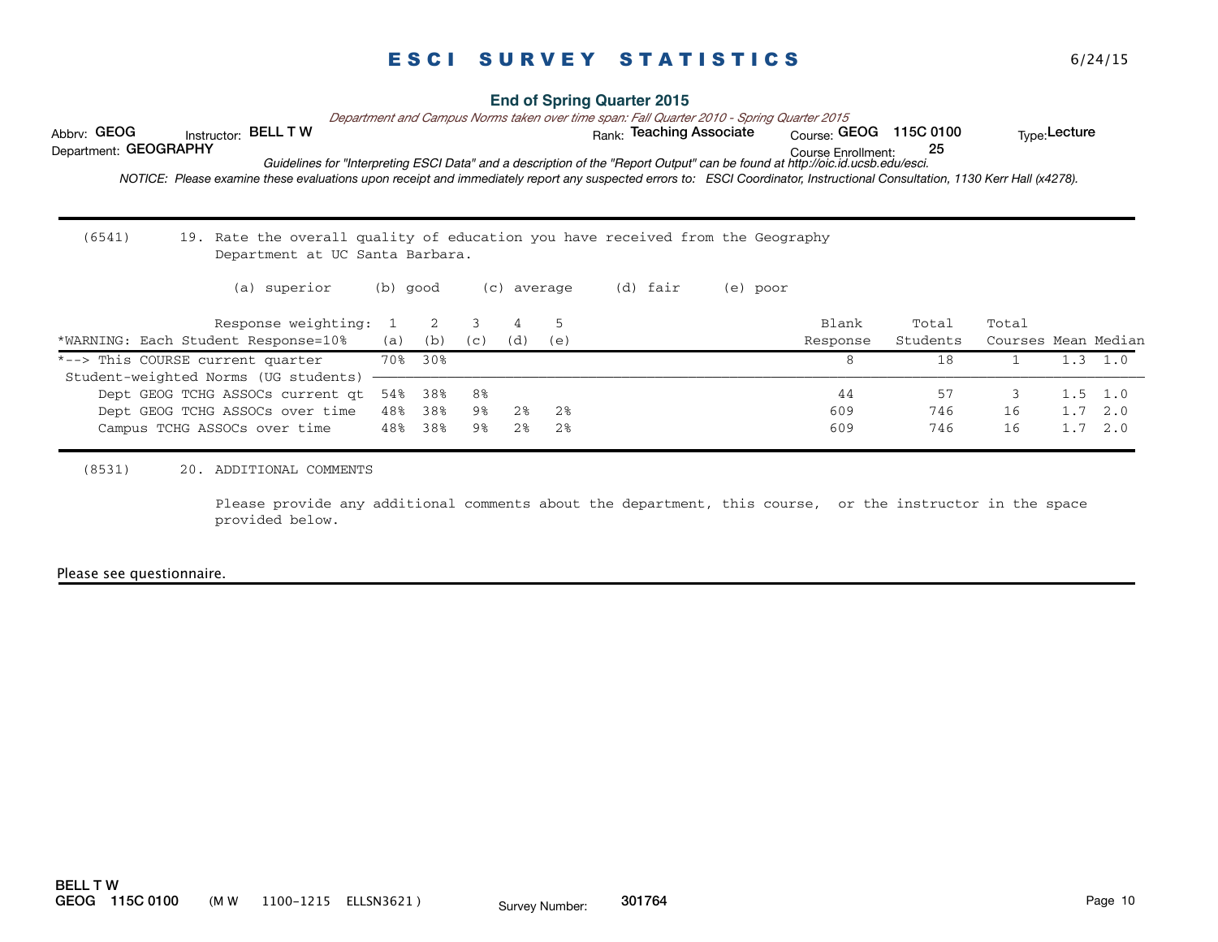# E S C I   S U R V E Y   S T A T I S T I C S

6/24/15

## End of Spring Quarter 2015

*Department and Campus Norms taken over time span: Fall Quarter 2010 - Spring Quarter 2015*

Abbrv: **GEOG**   Instructor: **BELL T W**   Rank: **Teaching Associate**   Course: **GEOG 115C 0100**   Type: **Lecture**

Department: **GEOGRAPHY**   Course Enrollment: **25**

*Guidelines for "Interpreting ESCI Data" and a description of the "Report Output" can be found at http://oic.id.ucsb.edu/esci.*

*NOTICE: Please examine these evaluations upon receipt and immediately report any suspected errors to: ESCI Coordinator, Instructional Consultation, 1130 Kerr Hall (x4278).*

---

(6541)   19. Rate the overall quality of education you have received from the Geography Department at UC Santa Barbara.

(a) superior   (b) good   (c) average   (d) fair   (e) poor

| Response weighting: *WARNING: Each Student Response=10% | 1 (a) | 2 (b) | 3 (c) | 4 (d) | 5 (e) | Blank Response | Total Students | Total Courses | Mean | Median |
|---|---|---|---|---|---|---|---|---|---|---|
| *--> This COURSE current quarter | 70% | 30% | | | | 8 | 18 | 1 | 1.3 | 1.0 |
| Student-weighted Norms (UG students) | | | | | | | | | | |
| Dept GEOG TCHG ASSOCs current qt | 54% | 38% | 8% | | | 44 | 57 | 3 | 1.5 | 1.0 |
| Dept GEOG TCHG ASSOCs over time | 48% | 38% | 9% | 2% | 2% | 609 | 746 | 16 | 1.7 | 2.0 |
| Campus TCHG ASSOCs over time | 48% | 38% | 9% | 2% | 2% | 609 | 746 | 16 | 1.7 | 2.0 |

---

(8531)   20. ADDITIONAL COMMENTS

Please provide any additional comments about the department, this course, or the instructor in the space provided below.

Please see questionnaire.

---

**BELL T W**
**GEOG 115C 0100**   (M W   1100-1215   ELLSN3621 )   Survey Number: **301764**